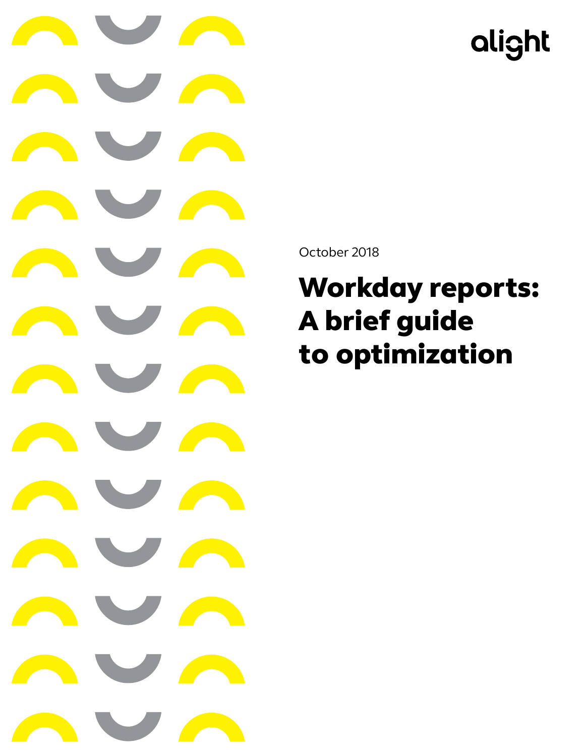alight

October 2018

# Workday reports: A brief guide to optimization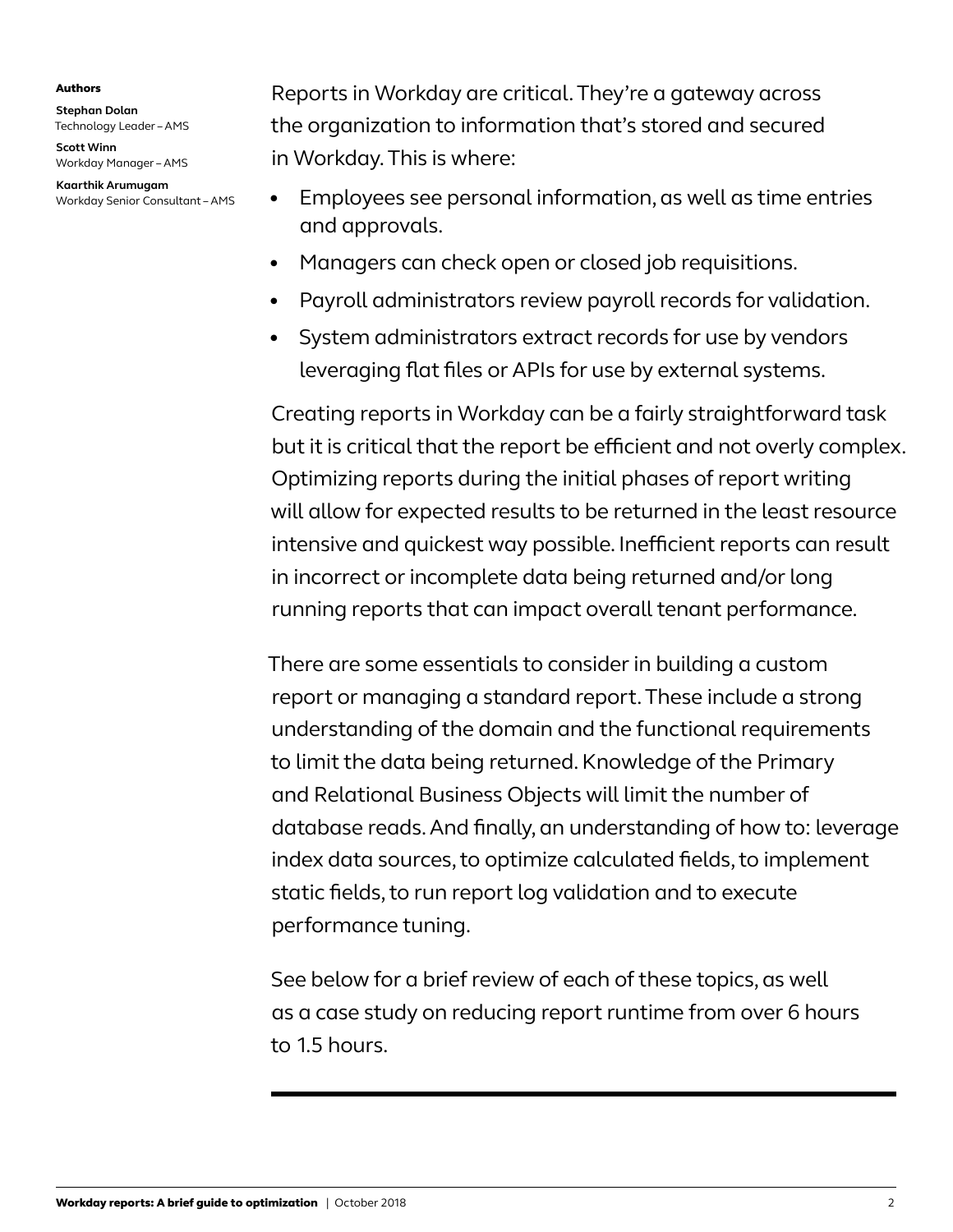**Authors**

**Stephan Dolan**
Technology Leader – AMS

**Scott Winn**
Workday Manager – AMS

**Kaarthik Arumugam**
Workday Senior Consultant – AMS

Reports in Workday are critical. They're a gateway across the organization to information that's stored and secured in Workday. This is where:

- Employees see personal information, as well as time entries and approvals.
- Managers can check open or closed job requisitions.
- Payroll administrators review payroll records for validation.
- System administrators extract records for use by vendors leveraging flat files or APIs for use by external systems.

Creating reports in Workday can be a fairly straightforward task but it is critical that the report be efficient and not overly complex. Optimizing reports during the initial phases of report writing will allow for expected results to be returned in the least resource intensive and quickest way possible. Inefficient reports can result in incorrect or incomplete data being returned and/or long running reports that can impact overall tenant performance.

There are some essentials to consider in building a custom report or managing a standard report. These include a strong understanding of the domain and the functional requirements to limit the data being returned. Knowledge of the Primary and Relational Business Objects will limit the number of database reads. And finally, an understanding of how to: leverage index data sources, to optimize calculated fields, to implement static fields, to run report log validation and to execute performance tuning.

See below for a brief review of each of these topics, as well as a case study on reducing report runtime from over 6 hours to 1.5 hours.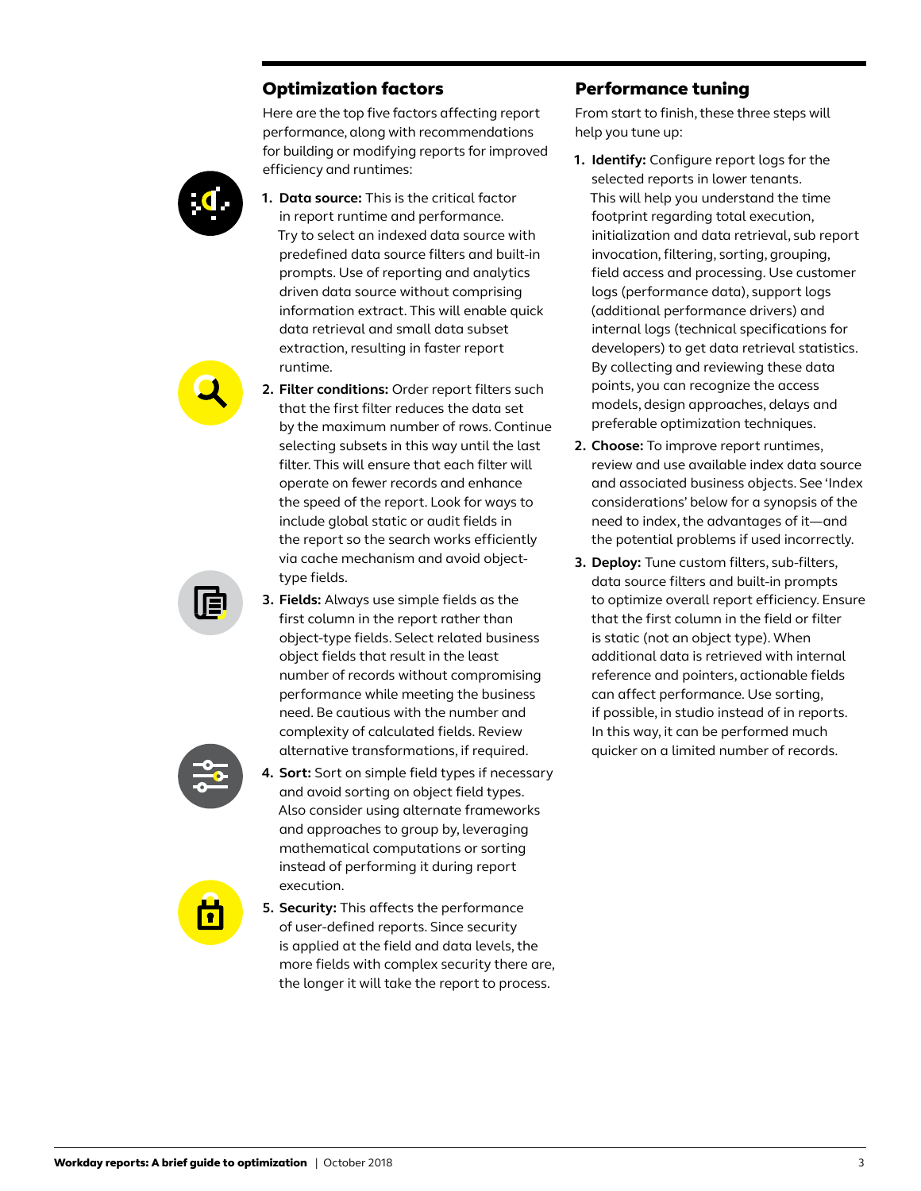## Optimization factors

Here are the top five factors affecting report performance, along with recommendations for building or modifying reports for improved efficiency and runtimes:

1. **Data source:** This is the critical factor in report runtime and performance. Try to select an indexed data source with predefined data source filters and built-in prompts. Use of reporting and analytics driven data source without comprising information extract. This will enable quick data retrieval and small data subset extraction, resulting in faster report runtime.
2. **Filter conditions:** Order report filters such that the first filter reduces the data set by the maximum number of rows. Continue selecting subsets in this way until the last filter. This will ensure that each filter will operate on fewer records and enhance the speed of the report. Look for ways to include global static or audit fields in the report so the search works efficiently via cache mechanism and avoid object-type fields.
3. **Fields:** Always use simple fields as the first column in the report rather than object-type fields. Select related business object fields that result in the least number of records without compromising performance while meeting the business need. Be cautious with the number and complexity of calculated fields. Review alternative transformations, if required.
4. **Sort:** Sort on simple field types if necessary and avoid sorting on object field types. Also consider using alternate frameworks and approaches to group by, leveraging mathematical computations or sorting instead of performing it during report execution.
5. **Security:** This affects the performance of user-defined reports. Since security is applied at the field and data levels, the more fields with complex security there are, the longer it will take the report to process.

## Performance tuning

From start to finish, these three steps will help you tune up:

1. **Identify:** Configure report logs for the selected reports in lower tenants. This will help you understand the time footprint regarding total execution, initialization and data retrieval, sub report invocation, filtering, sorting, grouping, field access and processing. Use customer logs (performance data), support logs (additional performance drivers) and internal logs (technical specifications for developers) to get data retrieval statistics. By collecting and reviewing these data points, you can recognize the access models, design approaches, delays and preferable optimization techniques.
2. **Choose:** To improve report runtimes, review and use available index data source and associated business objects. See 'Index considerations' below for a synopsis of the need to index, the advantages of it—and the potential problems if used incorrectly.
3. **Deploy:** Tune custom filters, sub-filters, data source filters and built-in prompts to optimize overall report efficiency. Ensure that the first column in the field or filter is static (not an object type). When additional data is retrieved with internal reference and pointers, actionable fields can affect performance. Use sorting, if possible, in studio instead of in reports. In this way, it can be performed much quicker on a limited number of records.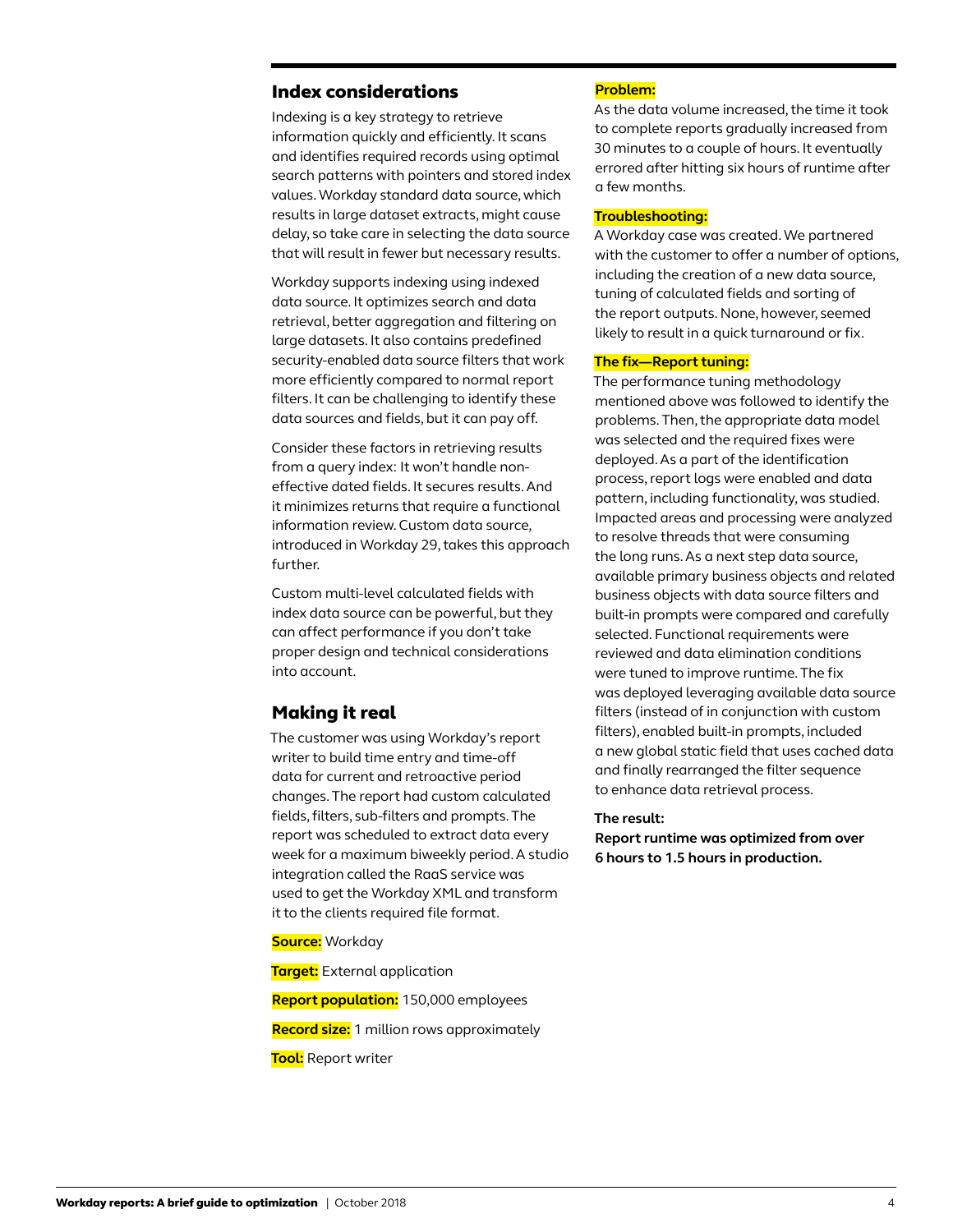## Index considerations

Indexing is a key strategy to retrieve information quickly and efficiently. It scans and identifies required records using optimal search patterns with pointers and stored index values. Workday standard data source, which results in large dataset extracts, might cause delay, so take care in selecting the data source that will result in fewer but necessary results.

Workday supports indexing using indexed data source. It optimizes search and data retrieval, better aggregation and filtering on large datasets. It also contains predefined security-enabled data source filters that work more efficiently compared to normal report filters. It can be challenging to identify these data sources and fields, but it can pay off.

Consider these factors in retrieving results from a query index: It won't handle non-effective dated fields. It secures results. And it minimizes returns that require a functional information review. Custom data source, introduced in Workday 29, takes this approach further.

Custom multi-level calculated fields with index data source can be powerful, but they can affect performance if you don't take proper design and technical considerations into account.

## Making it real

The customer was using Workday's report writer to build time entry and time-off data for current and retroactive period changes. The report had custom calculated fields, filters, sub-filters and prompts. The report was scheduled to extract data every week for a maximum biweekly period. A studio integration called the RaaS service was used to get the Workday XML and transform it to the clients required file format.

**Source:** Workday

**Target:** External application

**Report population:** 150,000 employees

**Record size:** 1 million rows approximately

**Tool:** Report writer

**Problem:**

As the data volume increased, the time it took to complete reports gradually increased from 30 minutes to a couple of hours. It eventually errored after hitting six hours of runtime after a few months.

**Troubleshooting:**

A Workday case was created. We partnered with the customer to offer a number of options, including the creation of a new data source, tuning of calculated fields and sorting of the report outputs. None, however, seemed likely to result in a quick turnaround or fix.

**The fix—Report tuning:**

The performance tuning methodology mentioned above was followed to identify the problems. Then, the appropriate data model was selected and the required fixes were deployed. As a part of the identification process, report logs were enabled and data pattern, including functionality, was studied. Impacted areas and processing were analyzed to resolve threads that were consuming the long runs. As a next step data source, available primary business objects and related business objects with data source filters and built-in prompts were compared and carefully selected. Functional requirements were reviewed and data elimination conditions were tuned to improve runtime. The fix was deployed leveraging available data source filters (instead of in conjunction with custom filters), enabled built-in prompts, included a new global static field that uses cached data and finally rearranged the filter sequence to enhance data retrieval process.

**The result:**

**Report runtime was optimized from over 6 hours to 1.5 hours in production.**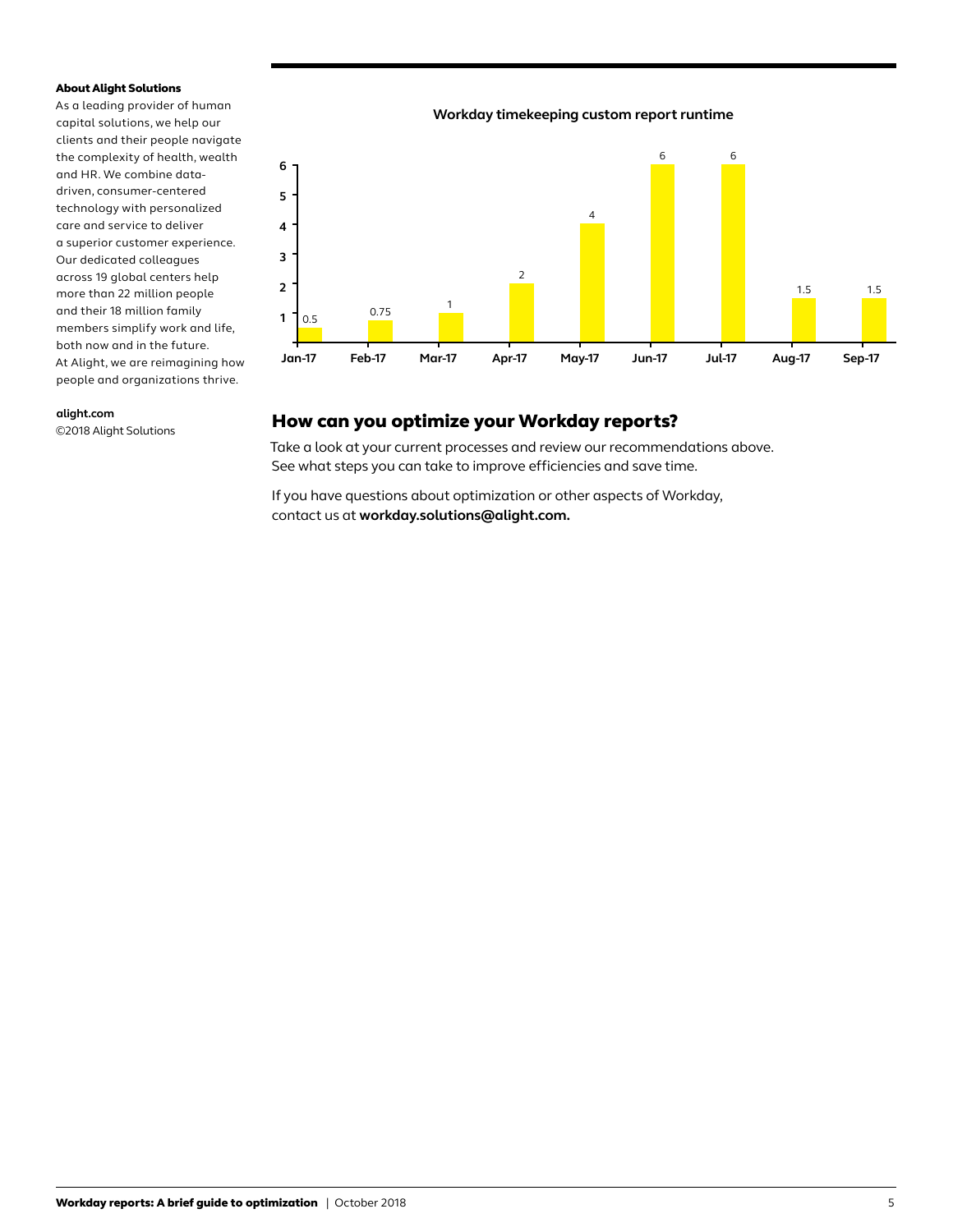**About Alight Solutions**

As a leading provider of human capital solutions, we help our clients and their people navigate the complexity of health, wealth and HR. We combine data-driven, consumer-centered technology with personalized care and service to deliver a superior customer experience. Our dedicated colleagues across 19 global centers help more than 22 million people and their 18 million family members simplify work and life, both now and in the future. At Alight, we are reimagining how people and organizations thrive.

**alight.com**

©2018 Alight Solutions

**Workday timekeeping custom report runtime**

6
5
4
3
2
1

0.5
0.75
1
2
4
6
6
1.5
1.5

Jan-17
Feb-17
Mar-17
Apr-17
May-17
Jun-17
Jul-17
Aug-17
Sep-17

## How can you optimize your Workday reports?

Take a look at your current processes and review our recommendations above. See what steps you can take to improve efficiencies and save time.

If you have questions about optimization or other aspects of Workday, contact us at **workday.solutions@alight.com.**